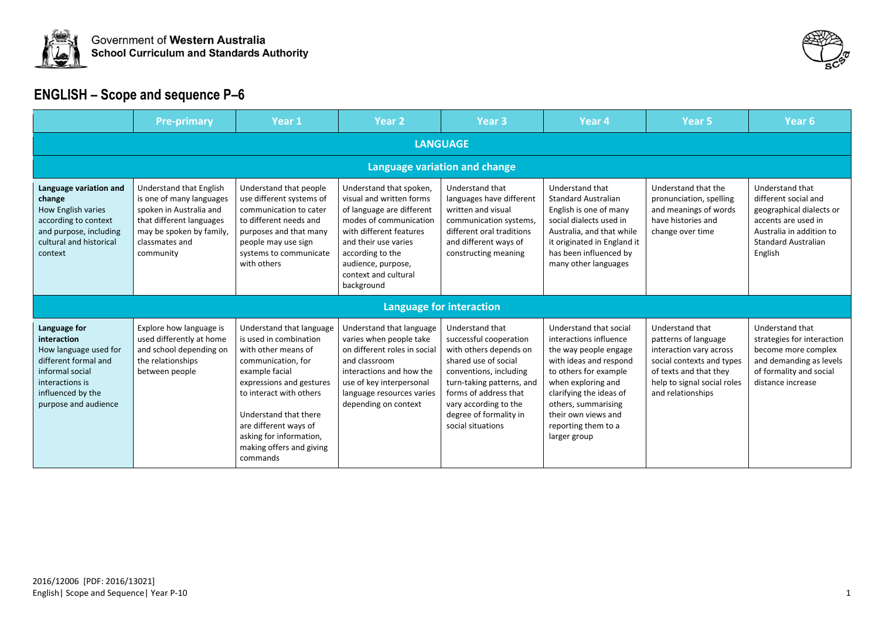Government of **Western Australia**
**School Curriculum and Standards Authority**

# ENGLISH – Scope and sequence P–6

| | Pre-primary | Year 1 | Year 2 | Year 3 | Year 4 | Year 5 | Year 6 |
|---|---|---|---|---|---|---|---|
| **LANGUAGE** | | | | | | | |
| **Language variation and change** | | | | | | | |
| **Language variation and change** How English varies according to context and purpose, including cultural and historical context | Understand that English is one of many languages spoken in Australia and that different languages may be spoken by family, classmates and community | Understand that people use different systems of communication to cater to different needs and purposes and that many people may use sign systems to communicate with others | Understand that spoken, visual and written forms of language are different modes of communication with different features and their use varies according to the audience, purpose, context and cultural background | Understand that languages have different written and visual communication systems, different oral traditions and different ways of constructing meaning | Understand that Standard Australian English is one of many social dialects used in Australia, and that while it originated in England it has been influenced by many other languages | Understand that the pronunciation, spelling and meanings of words have histories and change over time | Understand that different social and geographical dialects or accents are used in Australia in addition to Standard Australian English |
| **Language for interaction** | | | | | | | |
| **Language for interaction** How language used for different formal and informal social interactions is influenced by the purpose and audience | Explore how language is used differently at home and school depending on the relationships between people | Understand that language is used in combination with other means of communication, for example facial expressions and gestures to interact with others<br><br>Understand that there are different ways of asking for information, making offers and giving commands | Understand that language varies when people take on different roles in social and classroom interactions and how the use of key interpersonal language resources varies depending on context | Understand that successful cooperation with others depends on shared use of social conventions, including turn-taking patterns, and forms of address that vary according to the degree of formality in social situations | Understand that social interactions influence the way people engage with ideas and respond to others for example when exploring and clarifying the ideas of others, summarising their own views and reporting them to a larger group | Understand that patterns of language interaction vary across social contexts and types of texts and that they help to signal social roles and relationships | Understand that strategies for interaction become more complex and demanding as levels of formality and social distance increase |

2016/12006 [PDF: 2016/13021]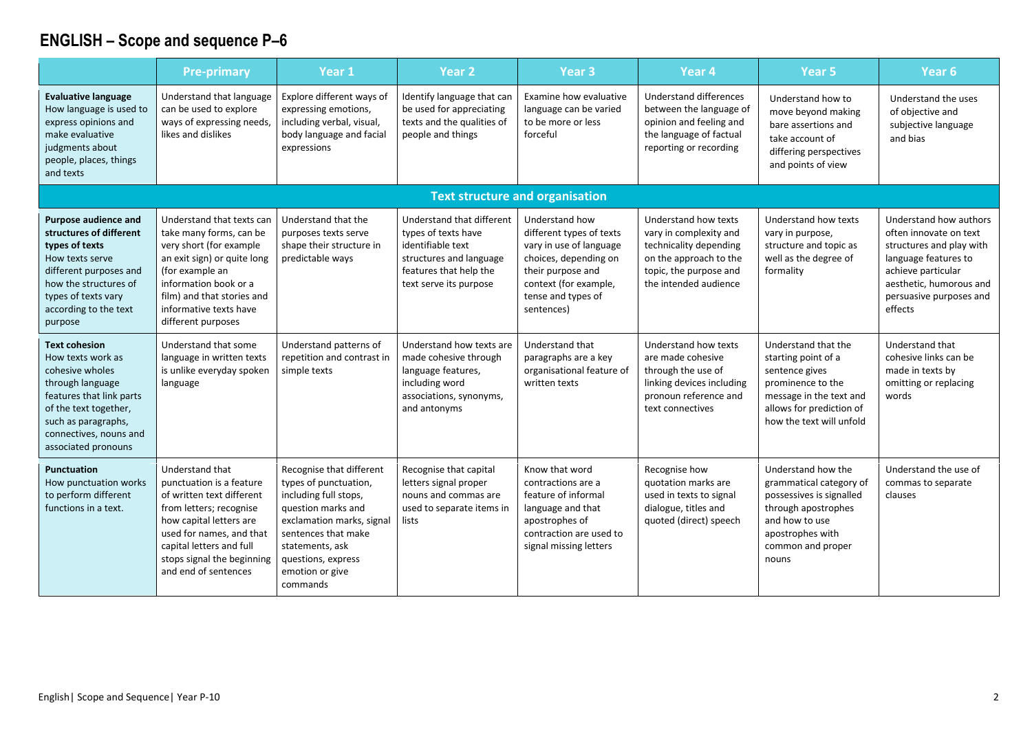# ENGLISH – Scope and sequence P–6

| | Pre-primary | Year 1 | Year 2 | Year 3 | Year 4 | Year 5 | Year 6 |
|---|---|---|---|---|---|---|---|
| **Evaluative language** How language is used to express opinions and make evaluative judgments about people, places, things and texts | Understand that language can be used to explore ways of expressing needs, likes and dislikes | Explore different ways of expressing emotions, including verbal, visual, body language and facial expressions | Identify language that can be used for appreciating texts and the qualities of people and things | Examine how evaluative language can be varied to be more or less forceful | Understand differences between the language of opinion and feeling and the language of factual reporting or recording | Understand how to move beyond making bare assertions and take account of differing perspectives and points of view | Understand the uses of objective and subjective language and bias |
| **Text structure and organisation** | | | | | | | |
| **Purpose audience and structures of different types of texts** How texts serve different purposes and how the structures of types of texts vary according to the text purpose | Understand that texts can take many forms, can be very short (for example an exit sign) or quite long (for example an information book or a film) and that stories and informative texts have different purposes | Understand that the purposes texts serve shape their structure in predictable ways | Understand that different types of texts have identifiable text structures and language features that help the text serve its purpose | Understand how different types of texts vary in use of language choices, depending on their purpose and context (for example, tense and types of sentences) | Understand how texts vary in complexity and technicality depending on the approach to the topic, the purpose and the intended audience | Understand how texts vary in purpose, structure and topic as well as the degree of formality | Understand how authors often innovate on text structures and play with language features to achieve particular aesthetic, humorous and persuasive purposes and effects |
| **Text cohesion** How texts work as cohesive wholes through language features that link parts of the text together, such as paragraphs, connectives, nouns and associated pronouns | Understand that some language in written texts is unlike everyday spoken language | Understand patterns of repetition and contrast in simple texts | Understand how texts are made cohesive through language features, including word associations, synonyms, and antonyms | Understand that paragraphs are a key organisational feature of written texts | Understand how texts are made cohesive through the use of linking devices including pronoun reference and text connectives | Understand that the starting point of a sentence gives prominence to the message in the text and allows for prediction of how the text will unfold | Understand that cohesive links can be made in texts by omitting or replacing words |
| **Punctuation** How punctuation works to perform different functions in a text. | Understand that punctuation is a feature of written text different from letters; recognise how capital letters are used for names, and that capital letters and full stops signal the beginning and end of sentences | Recognise that different types of punctuation, including full stops, question marks and exclamation marks, signal sentences that make statements, ask questions, express emotion or give commands | Recognise that capital letters signal proper nouns and commas are used to separate items in lists | Know that word contractions are a feature of informal language and that apostrophes of contraction are used to signal missing letters | Recognise how quotation marks are used in texts to signal dialogue, titles and quoted (direct) speech | Understand how the grammatical category of possessives is signalled through apostrophes and how to use apostrophes with common and proper nouns | Understand the use of commas to separate clauses |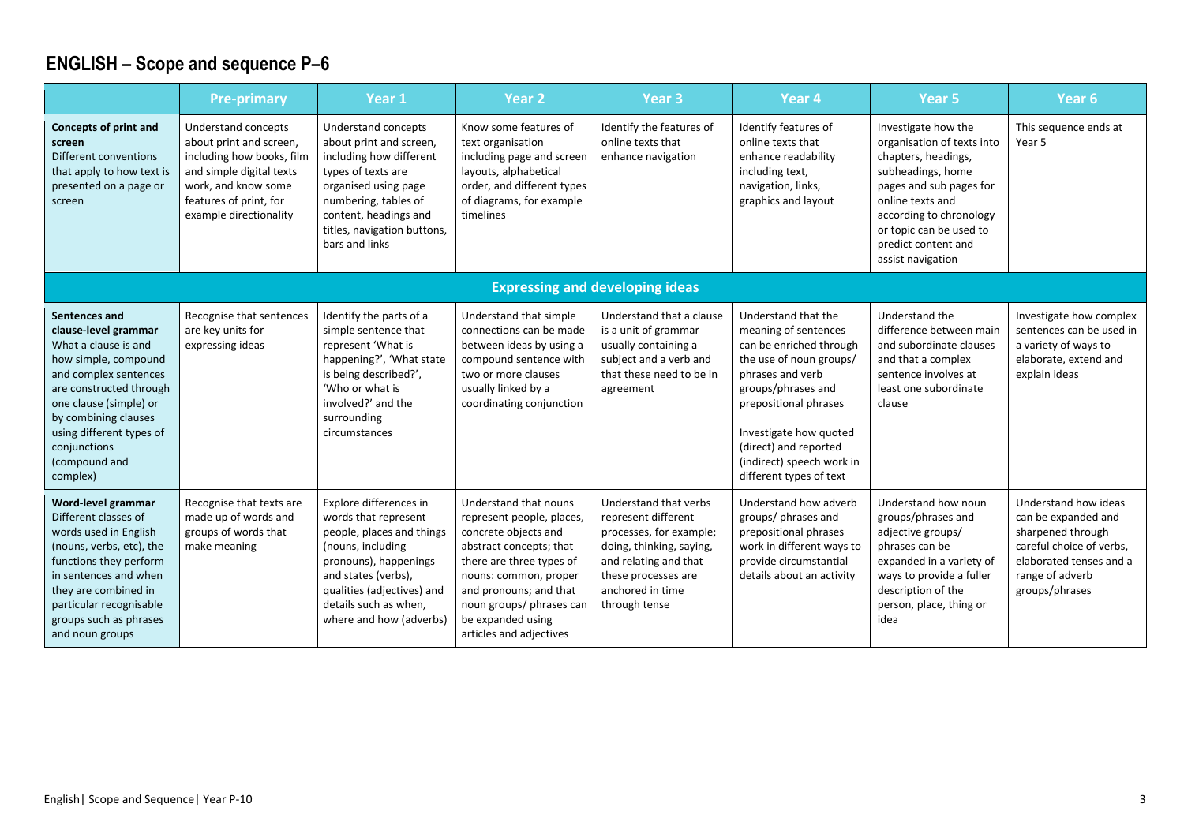## ENGLISH – Scope and sequence P–6

| | Pre-primary | Year 1 | Year 2 | Year 3 | Year 4 | Year 5 | Year 6 |
|---|---|---|---|---|---|---|---|
| **Concepts of print and screen** Different conventions that apply to how text is presented on a page or screen | Understand concepts about print and screen, including how books, film and simple digital texts work, and know some features of print, for example directionality | Understand concepts about print and screen, including how different types of texts are organised using page numbering, tables of content, headings and titles, navigation buttons, bars and links | Know some features of text organisation including page and screen layouts, alphabetical order, and different types of diagrams, for example timelines | Identify the features of online texts that enhance navigation | Identify features of online texts that enhance readability including text, navigation, links, graphics and layout | Investigate how the organisation of texts into chapters, headings, subheadings, home pages and sub pages for online texts and according to chronology or topic can be used to predict content and assist navigation | This sequence ends at Year 5 |
| **Expressing and developing ideas** | | | | | | | |
| **Sentences and clause-level grammar** What a clause is and how simple, compound and complex sentences are constructed through one clause (simple) or by combining clauses using different types of conjunctions (compound and complex) | Recognise that sentences are key units for expressing ideas | Identify the parts of a simple sentence that represent 'What is happening?', 'What state is being described?', 'Who or what is involved?' and the surrounding circumstances | Understand that simple connections can be made between ideas by using a compound sentence with two or more clauses usually linked by a coordinating conjunction | Understand that a clause is a unit of grammar usually containing a subject and a verb and that these need to be in agreement | Understand that the meaning of sentences can be enriched through the use of noun groups/ phrases and verb groups/phrases and prepositional phrases<br><br>Investigate how quoted (direct) and reported (indirect) speech work in different types of text | Understand the difference between main and subordinate clauses and that a complex sentence involves at least one subordinate clause | Investigate how complex sentences can be used in a variety of ways to elaborate, extend and explain ideas |
| **Word-level grammar** Different classes of words used in English (nouns, verbs, etc), the functions they perform in sentences and when they are combined in particular recognisable groups such as phrases and noun groups | Recognise that texts are made up of words and groups of words that make meaning | Explore differences in words that represent people, places and things (nouns, including pronouns), happenings and states (verbs), qualities (adjectives) and details such as when, where and how (adverbs) | Understand that nouns represent people, places, concrete objects and abstract concepts; that there are three types of nouns: common, proper and pronouns; and that noun groups/ phrases can be expanded using articles and adjectives | Understand that verbs represent different processes, for example; doing, thinking, saying, and relating and that these processes are anchored in time through tense | Understand how adverb groups/ phrases and prepositional phrases work in different ways to provide circumstantial details about an activity | Understand how noun groups/phrases and adjective groups/ phrases can be expanded in a variety of ways to provide a fuller description of the person, place, thing or idea | Understand how ideas can be expanded and sharpened through careful choice of verbs, elaborated tenses and a range of adverb groups/phrases |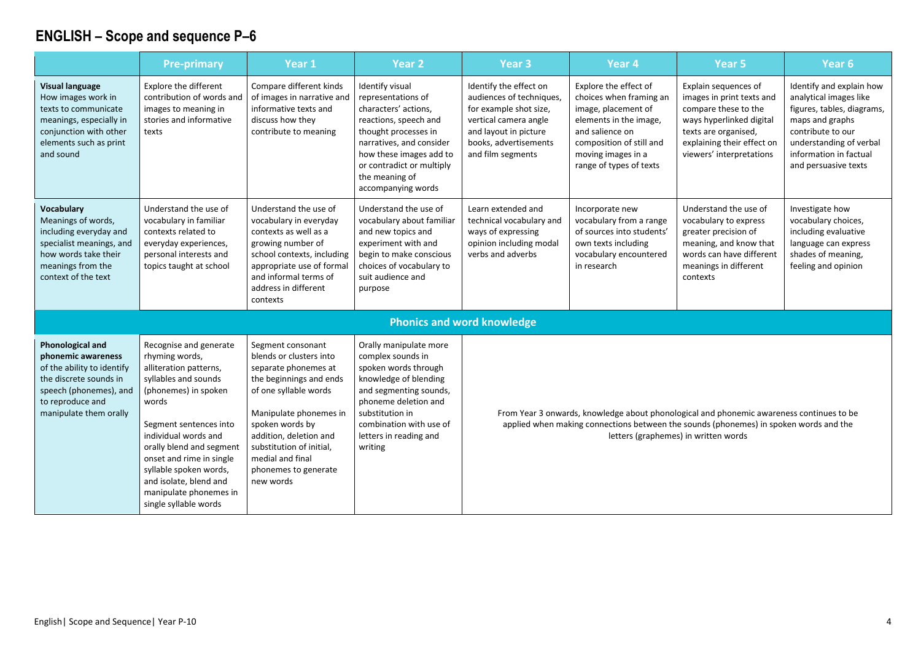# ENGLISH – Scope and sequence P–6

| | Pre-primary | Year 1 | Year 2 | Year 3 | Year 4 | Year 5 | Year 6 |
|---|---|---|---|---|---|---|---|
| **Visual language** How images work in texts to communicate meanings, especially in conjunction with other elements such as print and sound | Explore the different contribution of words and images to meaning in stories and informative texts | Compare different kinds of images in narrative and informative texts and discuss how they contribute to meaning | Identify visual representations of characters' actions, reactions, speech and thought processes in narratives, and consider how these images add to or contradict or multiply the meaning of accompanying words | Identify the effect on audiences of techniques, for example shot size, vertical camera angle and layout in picture books, advertisements and film segments | Explore the effect of choices when framing an image, placement of elements in the image, and salience on composition of still and moving images in a range of types of texts | Explain sequences of images in print texts and compare these to the ways hyperlinked digital texts are organised, explaining their effect on viewers' interpretations | Identify and explain how analytical images like figures, tables, diagrams, maps and graphs contribute to our understanding of verbal information in factual and persuasive texts |
| **Vocabulary** Meanings of words, including everyday and specialist meanings, and how words take their meanings from the context of the text | Understand the use of vocabulary in familiar contexts related to everyday experiences, personal interests and topics taught at school | Understand the use of vocabulary in everyday contexts as well as a growing number of school contexts, including appropriate use of formal and informal terms of address in different contexts | Understand the use of vocabulary about familiar and new topics and experiment with and begin to make conscious choices of vocabulary to suit audience and purpose | Learn extended and technical vocabulary and ways of expressing opinion including modal verbs and adverbs | Incorporate new vocabulary from a range of sources into students' own texts including vocabulary encountered in research | Understand the use of vocabulary to express greater precision of meaning, and know that words can have different meanings in different contexts | Investigate how vocabulary choices, including evaluative language can express shades of meaning, feeling and opinion |
| **Phonics and word knowledge** | | | | | | | |
| **Phonological and phonemic awareness** of the ability to identify the discrete sounds in speech (phonemes), and to reproduce and manipulate them orally | Recognise and generate rhyming words, alliteration patterns, syllables and sounds (phonemes) in spoken words<br><br>Segment sentences into individual words and orally blend and segment onset and rime in single syllable spoken words, and isolate, blend and manipulate phonemes in single syllable words | Segment consonant blends or clusters into separate phonemes at the beginnings and ends of one syllable words<br><br>Manipulate phonemes in spoken words by addition, deletion and substitution of initial, medial and final phonemes to generate new words | Orally manipulate more complex sounds in spoken words through knowledge of blending and segmenting sounds, phoneme deletion and substitution in combination with use of letters in reading and writing | From Year 3 onwards, knowledge about phonological and phonemic awareness continues to be applied when making connections between the sounds (phonemes) in spoken words and the letters (graphemes) in written words | | | |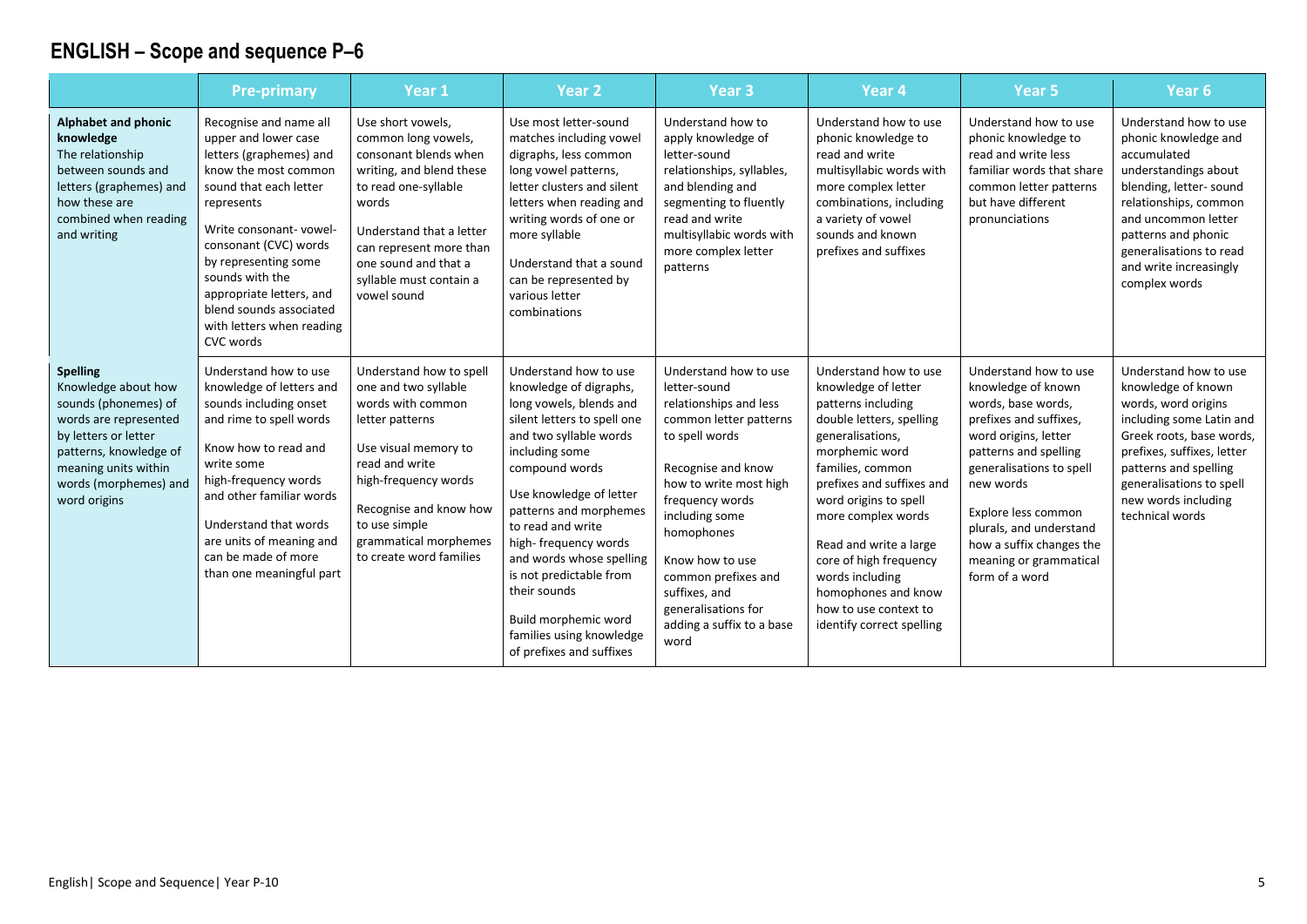# ENGLISH – Scope and sequence P–6

| | Pre-primary | Year 1 | Year 2 | Year 3 | Year 4 | Year 5 | Year 6 |
|---|---|---|---|---|---|---|---|
| **Alphabet and phonic knowledge** The relationship between sounds and letters (graphemes) and how these are combined when reading and writing | Recognise and name all upper and lower case letters (graphemes) and know the most common sound that each letter represents<br><br>Write consonant- vowel- consonant (CVC) words by representing some sounds with the appropriate letters, and blend sounds associated with letters when reading CVC words | Use short vowels, common long vowels, consonant blends when writing, and blend these to read one-syllable words<br><br>Understand that a letter can represent more than one sound and that a syllable must contain a vowel sound | Use most letter-sound matches including vowel digraphs, less common long vowel patterns, letter clusters and silent letters when reading and writing words of one or more syllable<br><br>Understand that a sound can be represented by various letter combinations | Understand how to apply knowledge of letter-sound relationships, syllables, and blending and segmenting to fluently read and write multisyllabic words with more complex letter patterns | Understand how to use phonic knowledge to read and write multisyllabic words with more complex letter combinations, including a variety of vowel sounds and known prefixes and suffixes | Understand how to use phonic knowledge to read and write less familiar words that share common letter patterns but have different pronunciations | Understand how to use phonic knowledge and accumulated understandings about blending, letter- sound relationships, common and uncommon letter patterns and phonic generalisations to read and write increasingly complex words |
| **Spelling** Knowledge about how sounds (phonemes) of words are represented by letters or letter patterns, knowledge of meaning units within words (morphemes) and word origins | Understand how to use knowledge of letters and sounds including onset and rime to spell words<br><br>Know how to read and write some high-frequency words and other familiar words<br><br>Understand that words are units of meaning and can be made of more than one meaningful part | Understand how to spell one and two syllable words with common letter patterns<br><br>Use visual memory to read and write high-frequency words<br><br>Recognise and know how to use simple grammatical morphemes to create word families | Understand how to use knowledge of digraphs, long vowels, blends and silent letters to spell one and two syllable words including some compound words<br><br>Use knowledge of letter patterns and morphemes to read and write high- frequency words and words whose spelling is not predictable from their sounds<br><br>Build morphemic word families using knowledge of prefixes and suffixes | Understand how to use letter-sound relationships and less common letter patterns to spell words<br><br>Recognise and know how to write most high frequency words including some homophones<br><br>Know how to use common prefixes and suffixes, and generalisations for adding a suffix to a base word | Understand how to use knowledge of letter patterns including double letters, spelling generalisations, morphemic word families, common prefixes and suffixes and word origins to spell more complex words<br><br>Read and write a large core of high frequency words including homophones and know how to use context to identify correct spelling | Understand how to use knowledge of known words, base words, prefixes and suffixes, word origins, letter patterns and spelling generalisations to spell new words<br><br>Explore less common plurals, and understand how a suffix changes the meaning or grammatical form of a word | Understand how to use knowledge of known words, word origins including some Latin and Greek roots, base words, prefixes, suffixes, letter patterns and spelling generalisations to spell new words including technical words |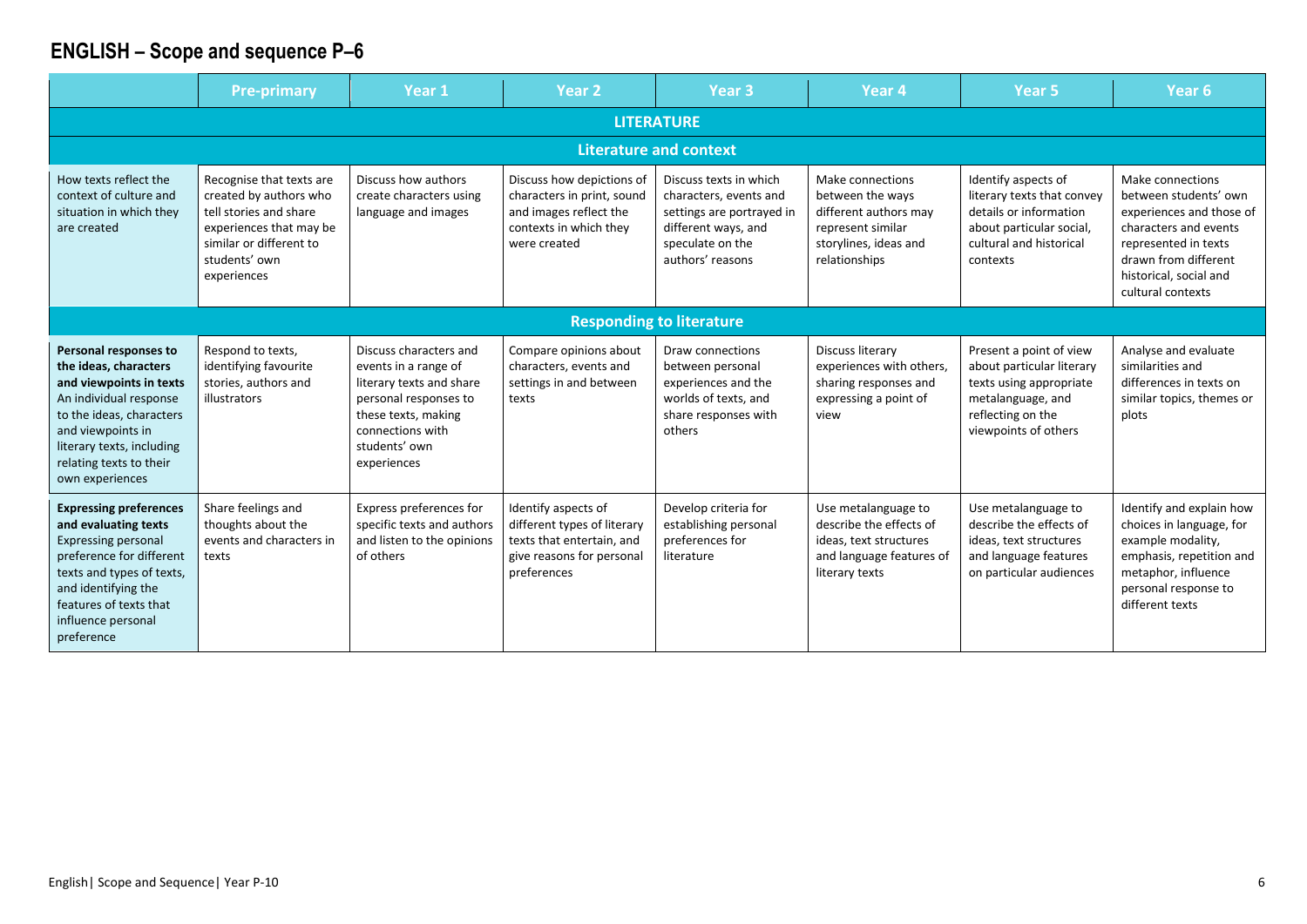## ENGLISH – Scope and sequence P–6

| | Pre-primary | Year 1 | Year 2 | Year 3 | Year 4 | Year 5 | Year 6 |
|---|---|---|---|---|---|---|---|
| **LITERATURE** | | | | | | | |
| **Literature and context** | | | | | | | |
| How texts reflect the context of culture and situation in which they are created | Recognise that texts are created by authors who tell stories and share experiences that may be similar or different to students' own experiences | Discuss how authors create characters using language and images | Discuss how depictions of characters in print, sound and images reflect the contexts in which they were created | Discuss texts in which characters, events and settings are portrayed in different ways, and speculate on the authors' reasons | Make connections between the ways different authors may represent similar storylines, ideas and relationships | Identify aspects of literary texts that convey details or information about particular social, cultural and historical contexts | Make connections between students' own experiences and those of characters and events represented in texts drawn from different historical, social and cultural contexts |
| **Responding to literature** | | | | | | | |
| **Personal responses to the ideas, characters and viewpoints in texts** An individual response to the ideas, characters and viewpoints in literary texts, including relating texts to their own experiences | Respond to texts, identifying favourite stories, authors and illustrators | Discuss characters and events in a range of literary texts and share personal responses to these texts, making connections with students' own experiences | Compare opinions about characters, events and settings in and between texts | Draw connections between personal experiences and the worlds of texts, and share responses with others | Discuss literary experiences with others, sharing responses and expressing a point of view | Present a point of view about particular literary texts using appropriate metalanguage, and reflecting on the viewpoints of others | Analyse and evaluate similarities and differences in texts on similar topics, themes or plots |
| **Expressing preferences and evaluating texts** Expressing personal preference for different texts and types of texts, and identifying the features of texts that influence personal preference | Share feelings and thoughts about the events and characters in texts | Express preferences for specific texts and authors and listen to the opinions of others | Identify aspects of different types of literary texts that entertain, and give reasons for personal preferences | Develop criteria for establishing personal preferences for literature | Use metalanguage to describe the effects of ideas, text structures and language features of literary texts | Use metalanguage to describe the effects of ideas, text structures and language features on particular audiences | Identify and explain how choices in language, for example modality, emphasis, repetition and metaphor, influence personal response to different texts |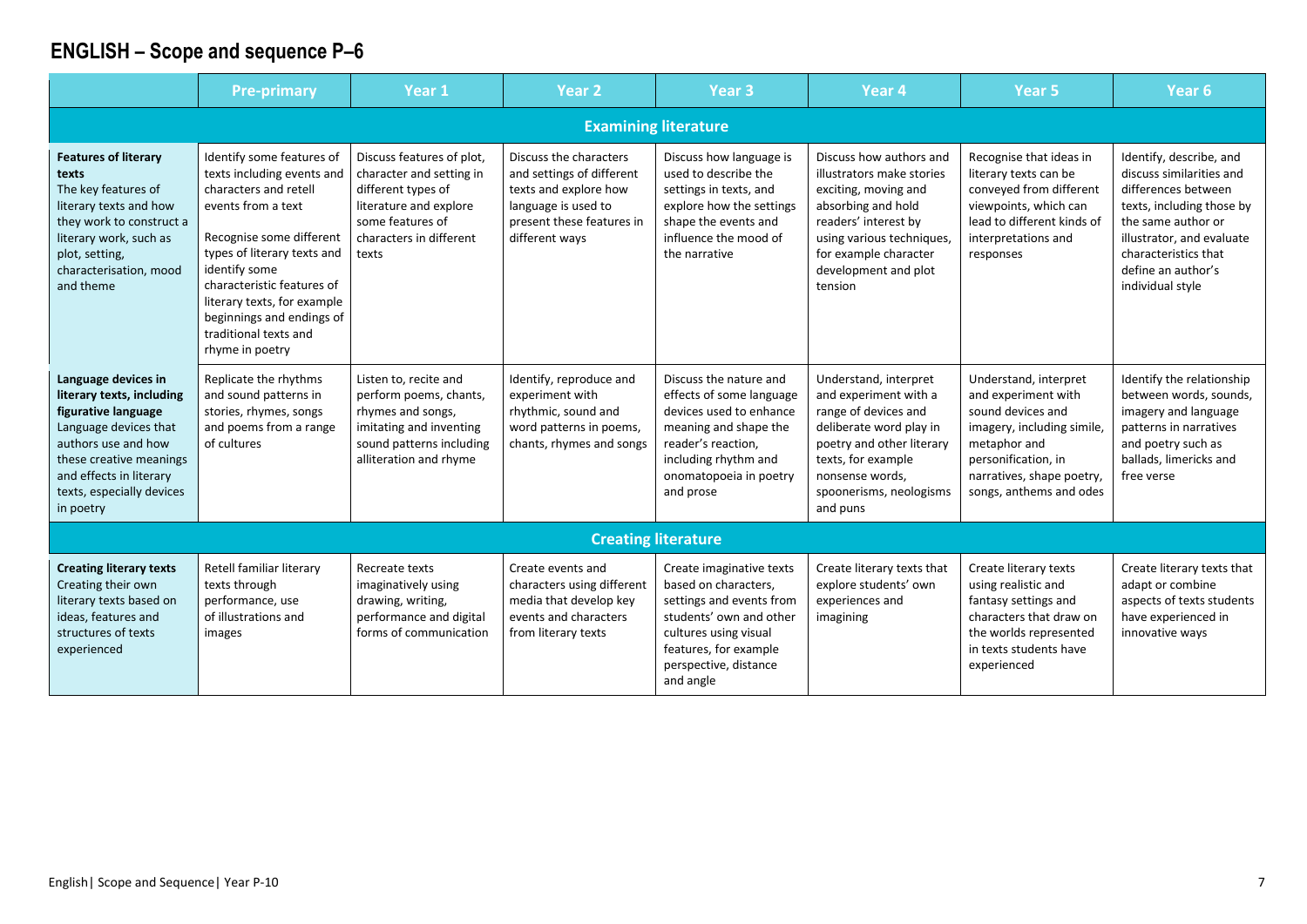# ENGLISH – Scope and sequence P–6

| | Pre-primary | Year 1 | Year 2 | Year 3 | Year 4 | Year 5 | Year 6 |
|---|---|---|---|---|---|---|---|
| **Examining literature** | | | | | | | |
| **Features of literary texts** The key features of literary texts and how they work to construct a literary work, such as plot, setting, characterisation, mood and theme | Identify some features of texts including events and characters and retell events from a text<br><br>Recognise some different types of literary texts and identify some characteristic features of literary texts, for example beginnings and endings of traditional texts and rhyme in poetry | Discuss features of plot, character and setting in different types of literature and explore some features of characters in different texts | Discuss the characters and settings of different texts and explore how language is used to present these features in different ways | Discuss how language is used to describe the settings in texts, and explore how the settings shape the events and influence the mood of the narrative | Discuss how authors and illustrators make stories exciting, moving and absorbing and hold readers' interest by using various techniques, for example character development and plot tension | Recognise that ideas in literary texts can be conveyed from different viewpoints, which can lead to different kinds of interpretations and responses | Identify, describe, and discuss similarities and differences between texts, including those by the same author or illustrator, and evaluate characteristics that define an author's individual style |
| **Language devices in literary texts, including figurative language** Language devices that authors use and how these creative meanings and effects in literary texts, especially devices in poetry | Replicate the rhythms and sound patterns in stories, rhymes, songs and poems from a range of cultures | Listen to, recite and perform poems, chants, rhymes and songs, imitating and inventing sound patterns including alliteration and rhyme | Identify, reproduce and experiment with rhythmic, sound and word patterns in poems, chants, rhymes and songs | Discuss the nature and effects of some language devices used to enhance meaning and shape the reader's reaction, including rhythm and onomatopoeia in poetry and prose | Understand, interpret and experiment with a range of devices and deliberate word play in poetry and other literary texts, for example nonsense words, spoonerisms, neologisms and puns | Understand, interpret and experiment with sound devices and imagery, including simile, metaphor and personification, in narratives, shape poetry, songs, anthems and odes | Identify the relationship between words, sounds, imagery and language patterns in narratives and poetry such as ballads, limericks and free verse |
| **Creating literature** | | | | | | | |
| **Creating literary texts** Creating their own literary texts based on ideas, features and structures of texts experienced | Retell familiar literary texts through performance, use of illustrations and images | Recreate texts imaginatively using drawing, writing, performance and digital forms of communication | Create events and characters using different media that develop key events and characters from literary texts | Create imaginative texts based on characters, settings and events from students' own and other cultures using visual features, for example perspective, distance and angle | Create literary texts that explore students' own experiences and imagining | Create literary texts using realistic and fantasy settings and characters that draw on the worlds represented in texts students have experienced | Create literary texts that adapt or combine aspects of texts students have experienced in innovative ways |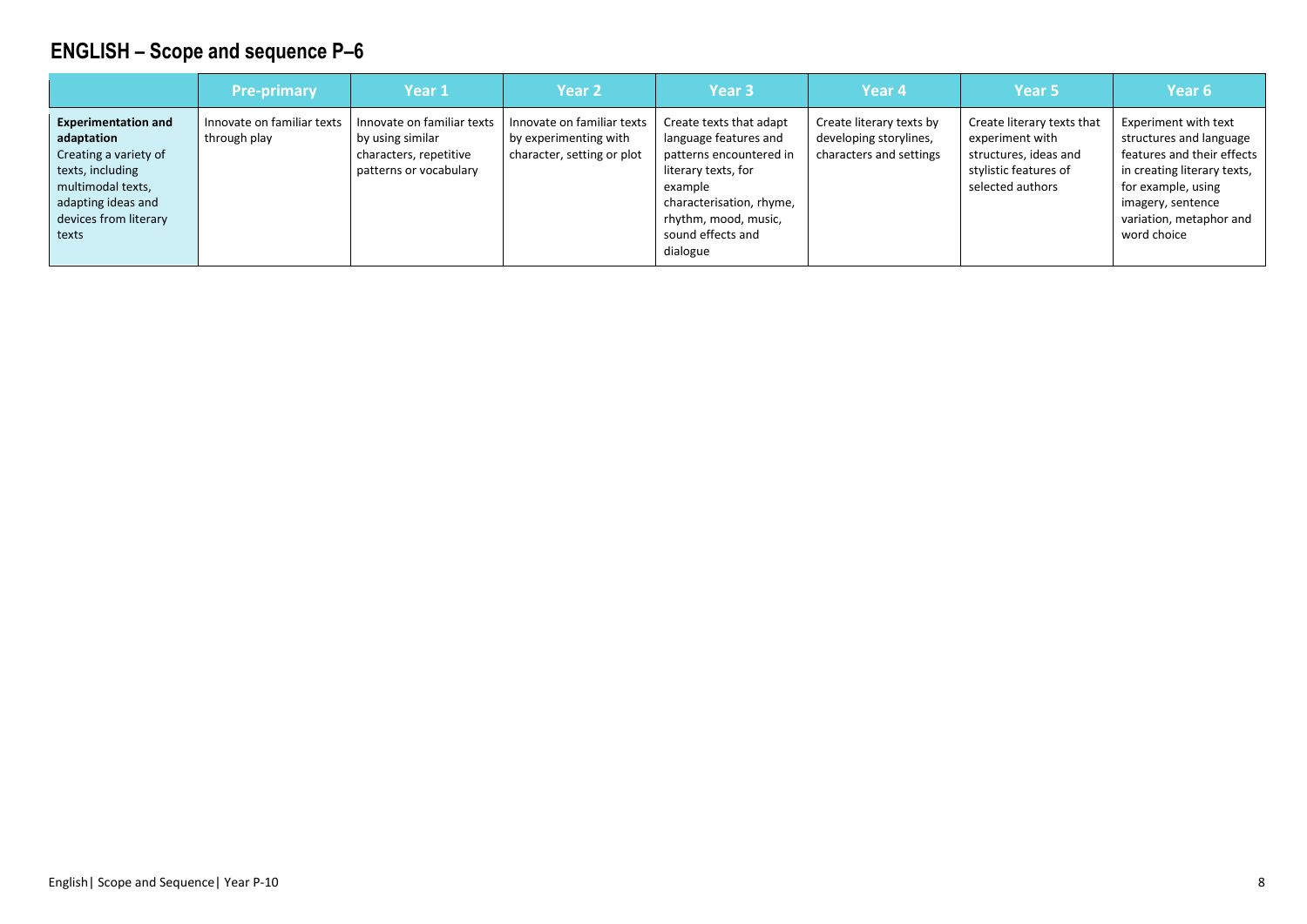## ENGLISH – Scope and sequence P–6

| | Pre-primary | Year 1 | Year 2 | Year 3 | Year 4 | Year 5 | Year 6 |
|---|---|---|---|---|---|---|---|
| **Experimentation and adaptation** Creating a variety of texts, including multimodal texts, adapting ideas and devices from literary texts | Innovate on familiar texts through play | Innovate on familiar texts by using similar characters, repetitive patterns or vocabulary | Innovate on familiar texts by experimenting with character, setting or plot | Create texts that adapt language features and patterns encountered in literary texts, for example characterisation, rhyme, rhythm, mood, music, sound effects and dialogue | Create literary texts by developing storylines, characters and settings | Create literary texts that experiment with structures, ideas and stylistic features of selected authors | Experiment with text structures and language features and their effects in creating literary texts, for example, using imagery, sentence variation, metaphor and word choice |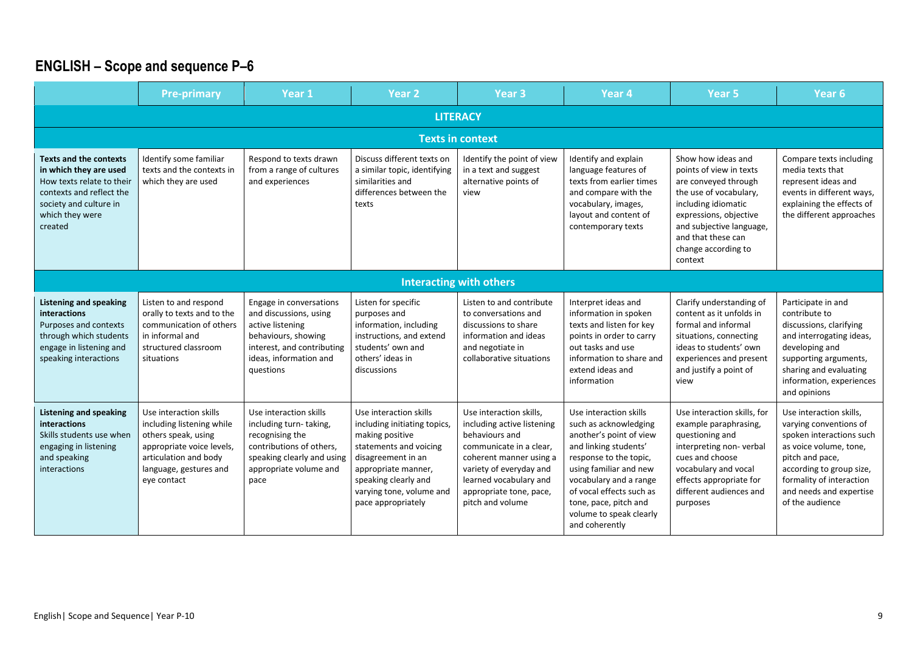# ENGLISH – Scope and sequence P–6

| | Pre-primary | Year 1 | Year 2 | Year 3 | Year 4 | Year 5 | Year 6 |
|---|---|---|---|---|---|---|---|
| **LITERACY** | | | | | | | |
| **Texts in context** | | | | | | | |
| **Texts and the contexts in which they are used** How texts relate to their contexts and reflect the society and culture in which they were created | Identify some familiar texts and the contexts in which they are used | Respond to texts drawn from a range of cultures and experiences | Discuss different texts on a similar topic, identifying similarities and differences between the texts | Identify the point of view in a text and suggest alternative points of view | Identify and explain language features of texts from earlier times and compare with the vocabulary, images, layout and content of contemporary texts | Show how ideas and points of view in texts are conveyed through the use of vocabulary, including idiomatic expressions, objective and subjective language, and that these can change according to context | Compare texts including media texts that represent ideas and events in different ways, explaining the effects of the different approaches |
| **Interacting with others** | | | | | | | |
| **Listening and speaking interactions** Purposes and contexts through which students engage in listening and speaking interactions | Listen to and respond orally to texts and to the communication of others in informal and structured classroom situations | Engage in conversations and discussions, using active listening behaviours, showing interest, and contributing ideas, information and questions | Listen for specific purposes and information, including instructions, and extend students' own and others' ideas in discussions | Listen to and contribute to conversations and discussions to share information and ideas and negotiate in collaborative situations | Interpret ideas and information in spoken texts and listen for key points in order to carry out tasks and use information to share and extend ideas and information | Clarify understanding of content as it unfolds in formal and informal situations, connecting ideas to students' own experiences and present and justify a point of view | Participate in and contribute to discussions, clarifying and interrogating ideas, developing and supporting arguments, sharing and evaluating information, experiences and opinions |
| **Listening and speaking interactions** Skills students use when engaging in listening and speaking interactions | Use interaction skills including listening while others speak, using appropriate voice levels, articulation and body language, gestures and eye contact | Use interaction skills including turn- taking, recognising the contributions of others, speaking clearly and using appropriate volume and pace | Use interaction skills including initiating topics, making positive statements and voicing disagreement in an appropriate manner, speaking clearly and varying tone, volume and pace appropriately | Use interaction skills, including active listening behaviours and communicate in a clear, coherent manner using a variety of everyday and learned vocabulary and appropriate tone, pace, pitch and volume | Use interaction skills such as acknowledging another's point of view and linking students' response to the topic, using familiar and new vocabulary and a range of vocal effects such as tone, pace, pitch and volume to speak clearly and coherently | Use interaction skills, for example paraphrasing, questioning and interpreting non- verbal cues and choose vocabulary and vocal effects appropriate for different audiences and purposes | Use interaction skills, varying conventions of spoken interactions such as voice volume, tone, pitch and pace, according to group size, formality of interaction and needs and expertise of the audience |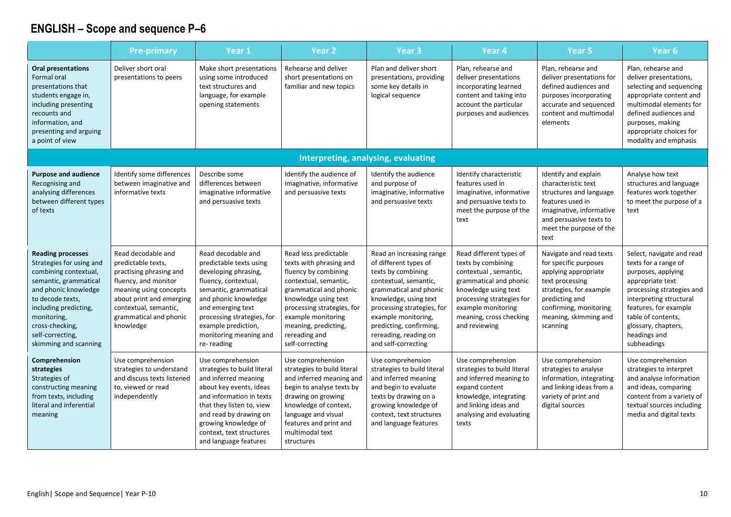## ENGLISH – Scope and sequence P–6

| | Pre-primary | Year 1 | Year 2 | Year 3 | Year 4 | Year 5 | Year 6 |
|---|---|---|---|---|---|---|---|
| **Oral presentations** Formal oral presentations that students engage in, including presenting recounts and information, and presenting and arguing a point of view | Deliver short oral presentations to peers | Make short presentations using some introduced text structures and language, for example opening statements | Rehearse and deliver short presentations on familiar and new topics | Plan and deliver short presentations, providing some key details in logical sequence | Plan, rehearse and deliver presentations incorporating learned content and taking into account the particular purposes and audiences | Plan, rehearse and deliver presentations for defined audiences and purposes incorporating accurate and sequenced content and multimodal elements | Plan, rehearse and deliver presentations, selecting and sequencing appropriate content and multimodal elements for defined audiences and purposes, making appropriate choices for modality and emphasis |
| **Interpreting, analysing, evaluating** | | | | | | | |
| **Purpose and audience** Recognising and analysing differences between different types of texts | Identify some differences between imaginative and informative texts | Describe some differences between imaginative informative and persuasive texts | Identify the audience of imaginative, informative and persuasive texts | Identify the audience and purpose of imaginative, informative and persuasive texts | Identify characteristic features used in imaginative, informative and persuasive texts to meet the purpose of the text | Identify and explain characteristic text structures and language features used in imaginative, informative and persuasive texts to meet the purpose of the text | Analyse how text structures and language features work together to meet the purpose of a text |
| **Reading processes** Strategies for using and combining contextual, semantic, grammatical and phonic knowledge to decode texts, including predicting, monitoring, cross-checking, self-correcting, skimming and scanning | Read decodable and predictable texts, practising phrasing and fluency, and monitor meaning using concepts about print and emerging contextual, semantic, grammatical and phonic knowledge | Read decodable and predictable texts using developing phrasing, fluency, contextual, semantic, grammatical and phonic knowledge and emerging text processing strategies, for example prediction, monitoring meaning and re- reading | Read less predictable texts with phrasing and fluency by combining contextual, semantic, grammatical and phonic knowledge using text processing strategies, for example monitoring meaning, predicting, rereading and self-correcting | Read an increasing range of different types of texts by combining contextual, semantic, grammatical and phonic knowledge, using text processing strategies, for example monitoring, predicting, confirming, rereading, reading on and self-correcting | Read different types of texts by combining contextual , semantic, grammatical and phonic knowledge using text processing strategies for example monitoring meaning, cross checking and reviewing | Navigate and read texts for specific purposes applying appropriate text processing strategies, for example predicting and confirming, monitoring meaning, skimming and scanning | Select, navigate and read texts for a range of purposes, applying appropriate text processing strategies and interpreting structural features, for example table of contents, glossary, chapters, headings and subheadings |
| **Comprehension strategies** Strategies of constructing meaning from texts, including literal and inferential meaning | Use comprehension strategies to understand and discuss texts listened to, viewed or read independently | Use comprehension strategies to build literal and inferred meaning about key events, ideas and information in texts that they listen to, view and read by drawing on growing knowledge of context, text structures and language features | Use comprehension strategies to build literal and inferred meaning and begin to analyse texts by drawing on growing knowledge of context, language and visual features and print and multimodal text structures | Use comprehension strategies to build literal and inferred meaning and begin to evaluate texts by drawing on a growing knowledge of context, text structures and language features | Use comprehension strategies to build literal and inferred meaning to expand content knowledge, integrating and linking ideas and analysing and evaluating texts | Use comprehension strategies to analyse information, integrating and linking ideas from a variety of print and digital sources | Use comprehension strategies to interpret and analyse information and ideas, comparing content from a variety of textual sources including media and digital texts |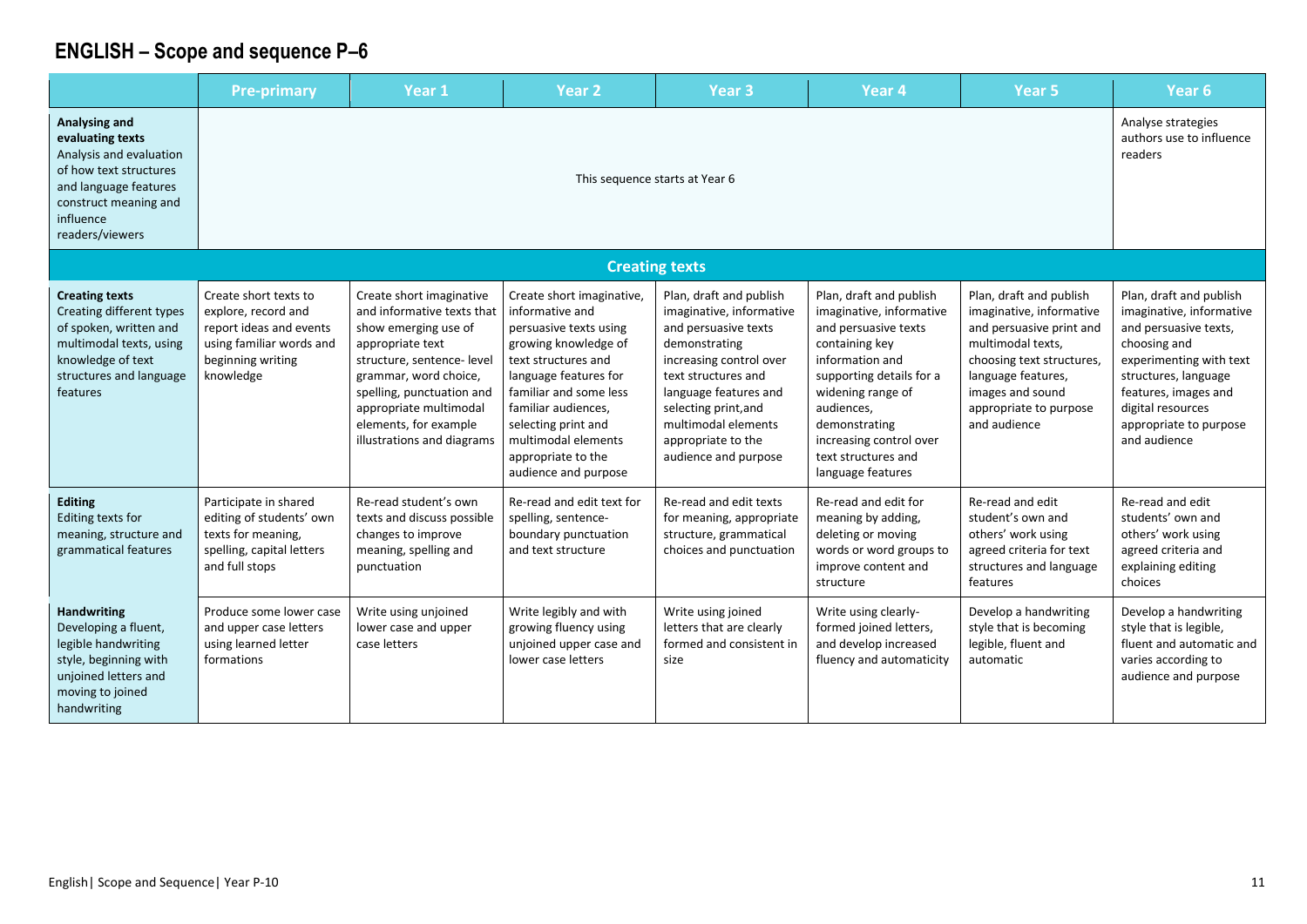# ENGLISH – Scope and sequence P–6

| | Pre-primary | Year 1 | Year 2 | Year 3 | Year 4 | Year 5 | Year 6 |
|---|---|---|---|---|---|---|---|
| **Analysing and evaluating texts** Analysis and evaluation of how text structures and language features construct meaning and influence readers/viewers | This sequence starts at Year 6 | | | | | | Analyse strategies authors use to influence readers |
| **Creating texts** | | | | | | | |
| **Creating texts** Creating different types of spoken, written and multimodal texts, using knowledge of text structures and language features | Create short texts to explore, record and report ideas and events using familiar words and beginning writing knowledge | Create short imaginative and informative texts that show emerging use of appropriate text structure, sentence- level grammar, word choice, spelling, punctuation and appropriate multimodal elements, for example illustrations and diagrams | Create short imaginative, informative and persuasive texts using growing knowledge of text structures and language features for familiar and some less familiar audiences, selecting print and multimodal elements appropriate to the audience and purpose | Plan, draft and publish imaginative, informative and persuasive texts demonstrating increasing control over text structures and language features and selecting print,and multimodal elements appropriate to the audience and purpose | Plan, draft and publish imaginative, informative and persuasive texts containing key information and supporting details for a widening range of audiences, demonstrating increasing control over text structures and language features | Plan, draft and publish imaginative, informative and persuasive print and multimodal texts, choosing text structures, language features, images and sound appropriate to purpose and audience | Plan, draft and publish imaginative, informative and persuasive texts, choosing and experimenting with text structures, language features, images and digital resources appropriate to purpose and audience |
| **Editing** Editing texts for meaning, structure and grammatical features | Participate in shared editing of students' own texts for meaning, spelling, capital letters and full stops | Re-read student's own texts and discuss possible changes to improve meaning, spelling and punctuation | Re-read and edit text for spelling, sentence-boundary punctuation and text structure | Re-read and edit texts for meaning, appropriate structure, grammatical choices and punctuation | Re-read and edit for meaning by adding, deleting or moving words or word groups to improve content and structure | Re-read and edit student's own and others' work using agreed criteria for text structures and language features | Re-read and edit students' own and others' work using agreed criteria and explaining editing choices |
| **Handwriting** Developing a fluent, legible handwriting style, beginning with unjoined letters and moving to joined handwriting | Produce some lower case and upper case letters using learned letter formations | Write using unjoined lower case and upper case letters | Write legibly and with growing fluency using unjoined upper case and lower case letters | Write using joined letters that are clearly formed and consistent in size | Write using clearly-formed joined letters, and develop increased fluency and automaticity | Develop a handwriting style that is becoming legible, fluent and automatic | Develop a handwriting style that is legible, fluent and automatic and varies according to audience and purpose |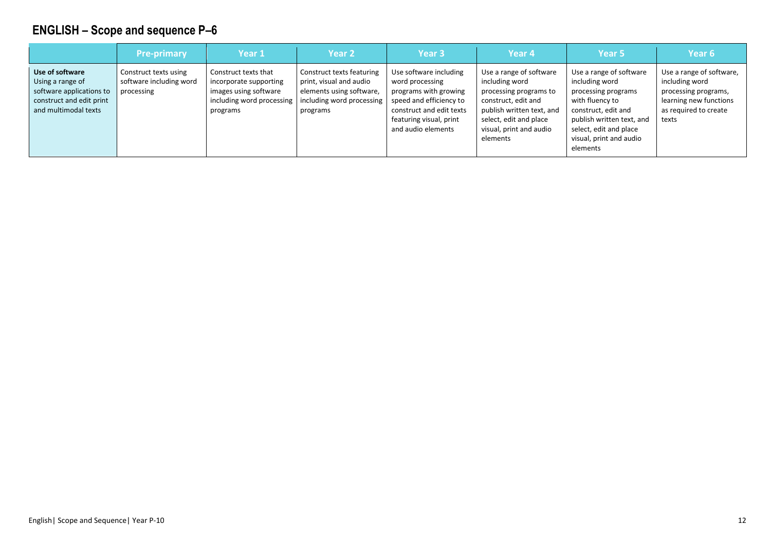# ENGLISH – Scope and sequence P–6

| | Pre-primary | Year 1 | Year 2 | Year 3 | Year 4 | Year 5 | Year 6 |
|---|---|---|---|---|---|---|---|
| **Use of software** Using a range of software applications to construct and edit print and multimodal texts | Construct texts using software including word processing | Construct texts that incorporate supporting images using software including word processing programs | Construct texts featuring print, visual and audio elements using software, including word processing programs | Use software including word processing programs with growing speed and efficiency to construct and edit texts featuring visual, print and audio elements | Use a range of software including word processing programs to construct, edit and publish written text, and select, edit and place visual, print and audio elements | Use a range of software including word processing programs with fluency to construct, edit and publish written text, and select, edit and place visual, print and audio elements | Use a range of software, including word processing programs, learning new functions as required to create texts |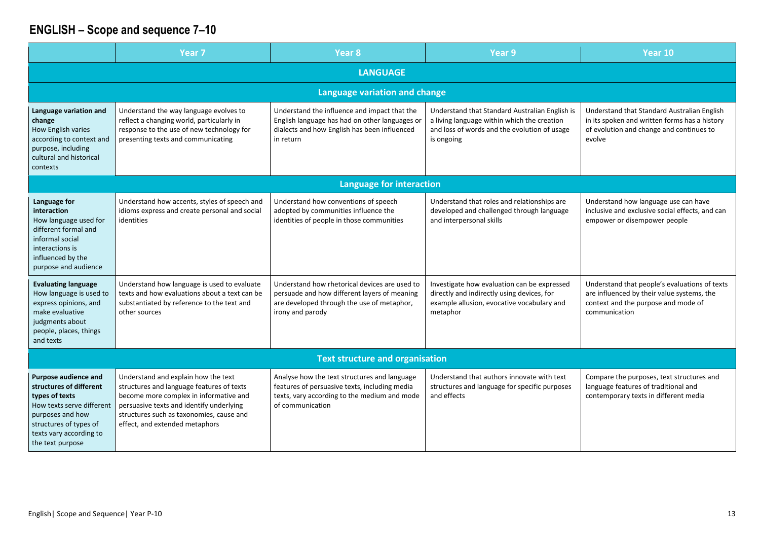# ENGLISH – Scope and sequence 7–10

| | Year 7 | Year 8 | Year 9 | Year 10 |
|---|---|---|---|---|
| **LANGUAGE** | | | | |
| **Language variation and change** | | | | |
| **Language variation and change** How English varies according to context and purpose, including cultural and historical contexts | Understand the way language evolves to reflect a changing world, particularly in response to the use of new technology for presenting texts and communicating | Understand the influence and impact that the English language has had on other languages or dialects and how English has been influenced in return | Understand that Standard Australian English is a living language within which the creation and loss of words and the evolution of usage is ongoing | Understand that Standard Australian English in its spoken and written forms has a history of evolution and change and continues to evolve |
| **Language for interaction** | | | | |
| **Language for interaction** How language used for different formal and informal social interactions is influenced by the purpose and audience | Understand how accents, styles of speech and idioms express and create personal and social identities | Understand how conventions of speech adopted by communities influence the identities of people in those communities | Understand that roles and relationships are developed and challenged through language and interpersonal skills | Understand how language use can have inclusive and exclusive social effects, and can empower or disempower people |
| **Evaluating language** How language is used to express opinions, and make evaluative judgments about people, places, things and texts | Understand how language is used to evaluate texts and how evaluations about a text can be substantiated by reference to the text and other sources | Understand how rhetorical devices are used to persuade and how different layers of meaning are developed through the use of metaphor, irony and parody | Investigate how evaluation can be expressed directly and indirectly using devices, for example allusion, evocative vocabulary and metaphor | Understand that people's evaluations of texts are influenced by their value systems, the context and the purpose and mode of communication |
| **Text structure and organisation** | | | | |
| **Purpose audience and structures of different types of texts** How texts serve different purposes and how structures of types of texts vary according to the text purpose | Understand and explain how the text structures and language features of texts become more complex in informative and persuasive texts and identify underlying structures such as taxonomies, cause and effect, and extended metaphors | Analyse how the text structures and language features of persuasive texts, including media texts, vary according to the medium and mode of communication | Understand that authors innovate with text structures and language for specific purposes and effects | Compare the purposes, text structures and language features of traditional and contemporary texts in different media |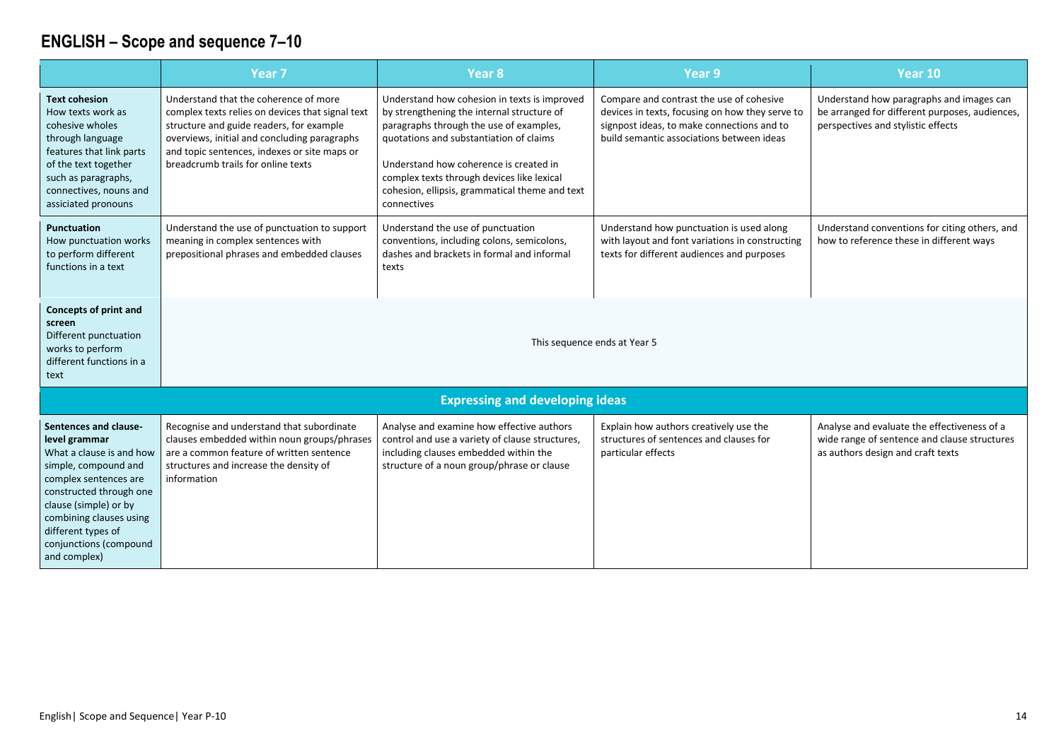## ENGLISH – Scope and sequence 7–10

| | Year 7 | Year 8 | Year 9 | Year 10 |
|---|---|---|---|---|
| **Text cohesion**<br>How texts work as cohesive wholes through language features that link parts of the text together such as paragraphs, connectives, nouns and assiciated pronouns | Understand that the coherence of more complex texts relies on devices that signal text structure and guide readers, for example overviews, initial and concluding paragraphs and topic sentences, indexes or site maps or breadcrumb trails for online texts | Understand how cohesion in texts is improved by strengthening the internal structure of paragraphs through the use of examples, quotations and substantiation of claims<br><br>Understand how coherence is created in complex texts through devices like lexical cohesion, ellipsis, grammatical theme and text connectives | Compare and contrast the use of cohesive devices in texts, focusing on how they serve to signpost ideas, to make connections and to build semantic associations between ideas | Understand how paragraphs and images can be arranged for different purposes, audiences, perspectives and stylistic effects |
| **Punctuation**<br>How punctuation works to perform different functions in a text | Understand the use of punctuation to support meaning in complex sentences with prepositional phrases and embedded clauses | Understand the use of punctuation conventions, including colons, semicolons, dashes and brackets in formal and informal texts | Understand how punctuation is used along with layout and font variations in constructing texts for different audiences and purposes | Understand conventions for citing others, and how to reference these in different ways |
| **Concepts of print and screen**<br>Different punctuation works to perform different functions in a text | This sequence ends at Year 5 | | | |
| **Expressing and developing ideas** | | | | |
| **Sentences and clause-level grammar**<br>What a clause is and how simple, compound and complex sentences are constructed through one clause (simple) or by combining clauses using different types of conjunctions (compound and complex) | Recognise and understand that subordinate clauses embedded within noun groups/phrases are a common feature of written sentence structures and increase the density of information | Analyse and examine how effective authors control and use a variety of clause structures, including clauses embedded within the structure of a noun group/phrase or clause | Explain how authors creatively use the structures of sentences and clauses for particular effects | Analyse and evaluate the effectiveness of a wide range of sentence and clause structures as authors design and craft texts |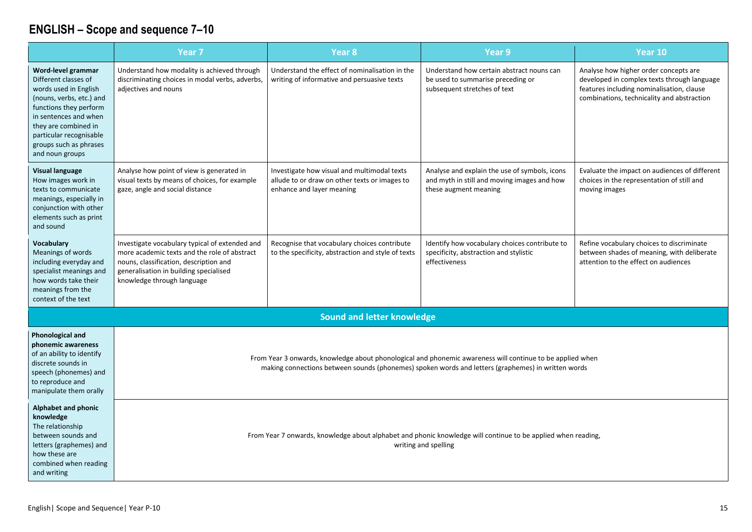## ENGLISH – Scope and sequence 7–10

| | Year 7 | Year 8 | Year 9 | Year 10 |
|---|---|---|---|---|
| **Word-level grammar** Different classes of words used in English (nouns, verbs, etc.) and functions they perform in sentences and when they are combined in particular recognisable groups such as phrases and noun groups | Understand how modality is achieved through discriminating choices in modal verbs, adverbs, adjectives and nouns | Understand the effect of nominalisation in the writing of informative and persuasive texts | Understand how certain abstract nouns can be used to summarise preceding or subsequent stretches of text | Analyse how higher order concepts are developed in complex texts through language features including nominalisation, clause combinations, technicality and abstraction |
| **Visual language** How images work in texts to communicate meanings, especially in conjunction with other elements such as print and sound | Analyse how point of view is generated in visual texts by means of choices, for example gaze, angle and social distance | Investigate how visual and multimodal texts allude to or draw on other texts or images to enhance and layer meaning | Analyse and explain the use of symbols, icons and myth in still and moving images and how these augment meaning | Evaluate the impact on audiences of different choices in the representation of still and moving images |
| **Vocabulary** Meanings of words including everyday and specialist meanings and how words take their meanings from the context of the text | Investigate vocabulary typical of extended and more academic texts and the role of abstract nouns, classification, description and generalisation in building specialised knowledge through language | Recognise that vocabulary choices contribute to the specificity, abstraction and style of texts | Identify how vocabulary choices contribute to specificity, abstraction and stylistic effectiveness | Refine vocabulary choices to discriminate between shades of meaning, with deliberate attention to the effect on audiences |
| **Sound and letter knowledge** | | | | |
| **Phonological and phonemic awareness** of an ability to identify discrete sounds in speech (phonemes) and to reproduce and manipulate them orally | From Year 3 onwards, knowledge about phonological and phonemic awareness will continue to be applied when making connections between sounds (phonemes) spoken words and letters (graphemes) in written words | | | |
| **Alphabet and phonic knowledge** The relationship between sounds and letters (graphemes) and how these are combined when reading and writing | From Year 7 onwards, knowledge about alphabet and phonic knowledge will continue to be applied when reading, writing and spelling | | | |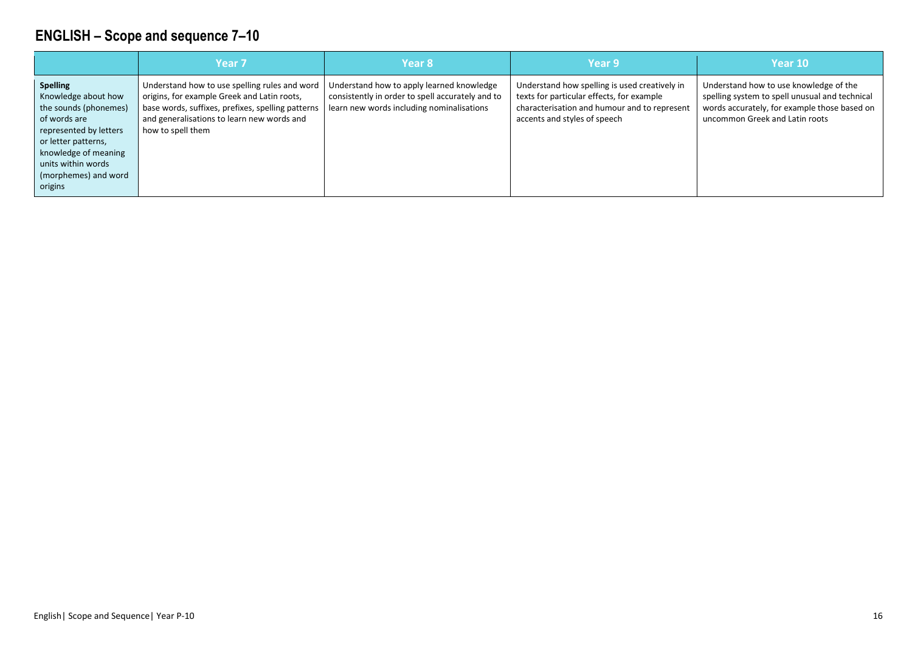# ENGLISH – Scope and sequence 7–10

| | Year 7 | Year 8 | Year 9 | Year 10 |
|---|---|---|---|---|
| **Spelling** Knowledge about how the sounds (phonemes) of words are represented by letters or letter patterns, knowledge of meaning units within words (morphemes) and word origins | Understand how to use spelling rules and word origins, for example Greek and Latin roots, base words, suffixes, prefixes, spelling patterns and generalisations to learn new words and how to spell them | Understand how to apply learned knowledge consistently in order to spell accurately and to learn new words including nominalisations | Understand how spelling is used creatively in texts for particular effects, for example characterisation and humour and to represent accents and styles of speech | Understand how to use knowledge of the spelling system to spell unusual and technical words accurately, for example those based on uncommon Greek and Latin roots |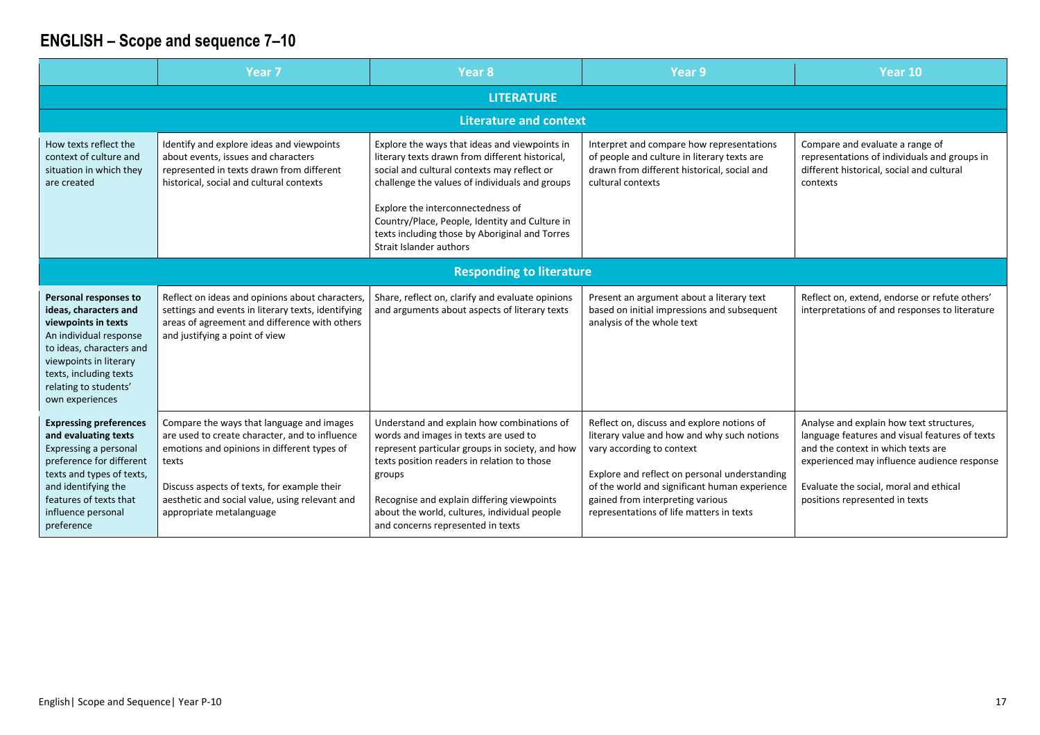## ENGLISH – Scope and sequence 7–10

| | Year 7 | Year 8 | Year 9 | Year 10 |
|---|---|---|---|---|
| **LITERATURE** | | | | |
| **Literature and context** | | | | |
| How texts reflect the context of culture and situation in which they are created | Identify and explore ideas and viewpoints about events, issues and characters represented in texts drawn from different historical, social and cultural contexts | Explore the ways that ideas and viewpoints in literary texts drawn from different historical, social and cultural contexts may reflect or challenge the values of individuals and groups<br><br>Explore the interconnectedness of Country/Place, People, Identity and Culture in texts including those by Aboriginal and Torres Strait Islander authors | Interpret and compare how representations of people and culture in literary texts are drawn from different historical, social and cultural contexts | Compare and evaluate a range of representations of individuals and groups in different historical, social and cultural contexts |
| **Responding to literature** | | | | |
| **Personal responses to ideas, characters and viewpoints in texts**<br>An individual response to ideas, characters and viewpoints in literary texts, including texts relating to students' own experiences | Reflect on ideas and opinions about characters, settings and events in literary texts, identifying areas of agreement and difference with others and justifying a point of view | Share, reflect on, clarify and evaluate opinions and arguments about aspects of literary texts | Present an argument about a literary text based on initial impressions and subsequent analysis of the whole text | Reflect on, extend, endorse or refute others' interpretations of and responses to literature |
| **Expressing preferences and evaluating texts**<br>Expressing a personal preference for different texts and types of texts, and identifying the features of texts that influence personal preference | Compare the ways that language and images are used to create character, and to influence emotions and opinions in different types of texts<br><br>Discuss aspects of texts, for example their aesthetic and social value, using relevant and appropriate metalanguage | Understand and explain how combinations of words and images in texts are used to represent particular groups in society, and how texts position readers in relation to those groups<br><br>Recognise and explain differing viewpoints about the world, cultures, individual people and concerns represented in texts | Reflect on, discuss and explore notions of literary value and how and why such notions vary according to context<br><br>Explore and reflect on personal understanding of the world and significant human experience gained from interpreting various representations of life matters in texts | Analyse and explain how text structures, language features and visual features of texts and the context in which texts are experienced may influence audience response<br><br>Evaluate the social, moral and ethical positions represented in texts |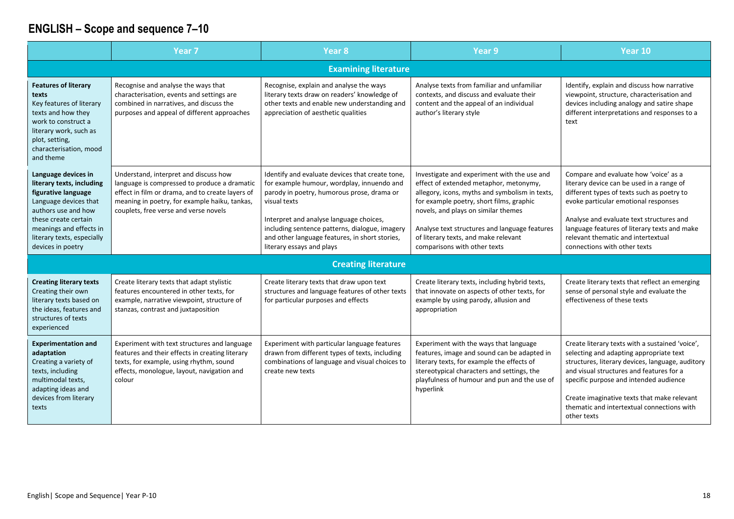## ENGLISH – Scope and sequence 7–10

| | Year 7 | Year 8 | Year 9 | Year 10 |
|---|---|---|---|---|
| **Examining literature** | | | | |
| **Features of literary texts** Key features of literary texts and how they work to construct a literary work, such as plot, setting, characterisation, mood and theme | Recognise and analyse the ways that characterisation, events and settings are combined in narratives, and discuss the purposes and appeal of different approaches | Recognise, explain and analyse the ways literary texts draw on readers' knowledge of other texts and enable new understanding and appreciation of aesthetic qualities | Analyse texts from familiar and unfamiliar contexts, and discuss and evaluate their content and the appeal of an individual author's literary style | Identify, explain and discuss how narrative viewpoint, structure, characterisation and devices including analogy and satire shape different interpretations and responses to a text |
| **Language devices in literary texts, including figurative language** Language devices that authors use and how these create certain meanings and effects in literary texts, especially devices in poetry | Understand, interpret and discuss how language is compressed to produce a dramatic effect in film or drama, and to create layers of meaning in poetry, for example haiku, tankas, couplets, free verse and verse novels | Identify and evaluate devices that create tone, for example humour, wordplay, innuendo and parody in poetry, humorous prose, drama or visual texts<br><br>Interpret and analyse language choices, including sentence patterns, dialogue, imagery and other language features, in short stories, literary essays and plays | Investigate and experiment with the use and effect of extended metaphor, metonymy, allegory, icons, myths and symbolism in texts, for example poetry, short films, graphic novels, and plays on similar themes<br><br>Analyse text structures and language features of literary texts, and make relevant comparisons with other texts | Compare and evaluate how 'voice' as a literary device can be used in a range of different types of texts such as poetry to evoke particular emotional responses<br><br>Analyse and evaluate text structures and language features of literary texts and make relevant thematic and intertextual connections with other texts |
| **Creating literature** | | | | |
| **Creating literary texts** Creating their own literary texts based on the ideas, features and structures of texts experienced | Create literary texts that adapt stylistic features encountered in other texts, for example, narrative viewpoint, structure of stanzas, contrast and juxtaposition | Create literary texts that draw upon text structures and language features of other texts for particular purposes and effects | Create literary texts, including hybrid texts, that innovate on aspects of other texts, for example by using parody, allusion and appropriation | Create literary texts that reflect an emerging sense of personal style and evaluate the effectiveness of these texts |
| **Experimentation and adaptation** Creating a variety of texts, including multimodal texts, adapting ideas and devices from literary texts | Experiment with text structures and language features and their effects in creating literary texts, for example, using rhythm, sound effects, monologue, layout, navigation and colour | Experiment with particular language features drawn from different types of texts, including combinations of language and visual choices to create new texts | Experiment with the ways that language features, image and sound can be adapted in literary texts, for example the effects of stereotypical characters and settings, the playfulness of humour and pun and the use of hyperlink | Create literary texts with a sustained 'voice', selecting and adapting appropriate text structures, literary devices, language, auditory and visual structures and features for a specific purpose and intended audience<br><br>Create imaginative texts that make relevant thematic and intertextual connections with other texts |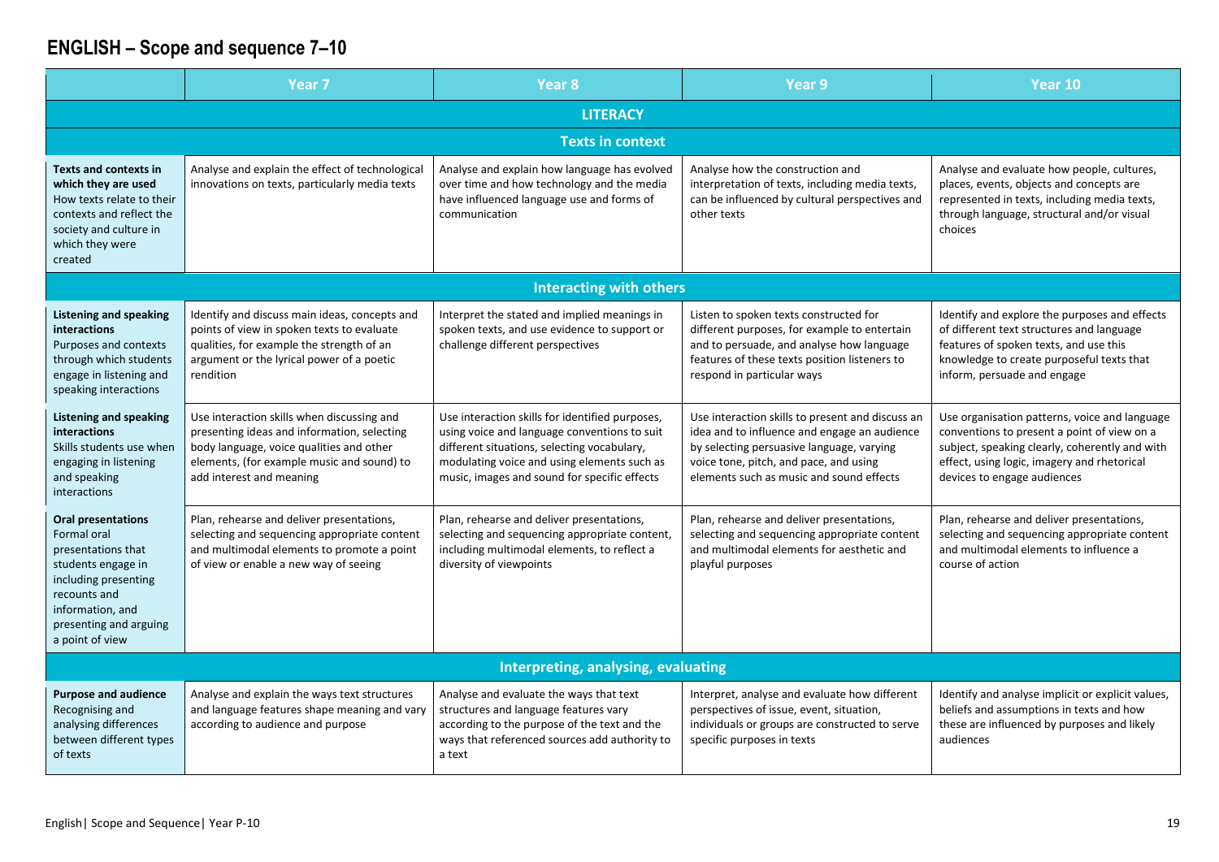# ENGLISH – Scope and sequence 7–10

| | Year 7 | Year 8 | Year 9 | Year 10 |
|---|---|---|---|---|
| **LITERACY** | | | | |
| **Texts in context** | | | | |
| **Texts and contexts in which they are used** How texts relate to their contexts and reflect the society and culture in which they were created | Analyse and explain the effect of technological innovations on texts, particularly media texts | Analyse and explain how language has evolved over time and how technology and the media have influenced language use and forms of communication | Analyse how the construction and interpretation of texts, including media texts, can be influenced by cultural perspectives and other texts | Analyse and evaluate how people, cultures, places, events, objects and concepts are represented in texts, including media texts, through language, structural and/or visual choices |
| **Interacting with others** | | | | |
| **Listening and speaking interactions** Purposes and contexts through which students engage in listening and speaking interactions | Identify and discuss main ideas, concepts and points of view in spoken texts to evaluate qualities, for example the strength of an argument or the lyrical power of a poetic rendition | Interpret the stated and implied meanings in spoken texts, and use evidence to support or challenge different perspectives | Listen to spoken texts constructed for different purposes, for example to entertain and to persuade, and analyse how language features of these texts position listeners to respond in particular ways | Identify and explore the purposes and effects of different text structures and language features of spoken texts, and use this knowledge to create purposeful texts that inform, persuade and engage |
| **Listening and speaking interactions** Skills students use when engaging in listening and speaking interactions | Use interaction skills when discussing and presenting ideas and information, selecting body language, voice qualities and other elements, (for example music and sound) to add interest and meaning | Use interaction skills for identified purposes, using voice and language conventions to suit different situations, selecting vocabulary, modulating voice and using elements such as music, images and sound for specific effects | Use interaction skills to present and discuss an idea and to influence and engage an audience by selecting persuasive language, varying voice tone, pitch, and pace, and using elements such as music and sound effects | Use organisation patterns, voice and language conventions to present a point of view on a subject, speaking clearly, coherently and with effect, using logic, imagery and rhetorical devices to engage audiences |
| **Oral presentations** Formal oral presentations that students engage in including presenting recounts and information, and presenting and arguing a point of view | Plan, rehearse and deliver presentations, selecting and sequencing appropriate content and multimodal elements to promote a point of view or enable a new way of seeing | Plan, rehearse and deliver presentations, selecting and sequencing appropriate content, including multimodal elements, to reflect a diversity of viewpoints | Plan, rehearse and deliver presentations, selecting and sequencing appropriate content and multimodal elements for aesthetic and playful purposes | Plan, rehearse and deliver presentations, selecting and sequencing appropriate content and multimodal elements to influence a course of action |
| **Interpreting, analysing, evaluating** | | | | |
| **Purpose and audience** Recognising and analysing differences between different types of texts | Analyse and explain the ways text structures and language features shape meaning and vary according to audience and purpose | Analyse and evaluate the ways that text structures and language features vary according to the purpose of the text and the ways that referenced sources add authority to a text | Interpret, analyse and evaluate how different perspectives of issue, event, situation, individuals or groups are constructed to serve specific purposes in texts | Identify and analyse implicit or explicit values, beliefs and assumptions in texts and how these are influenced by purposes and likely audiences |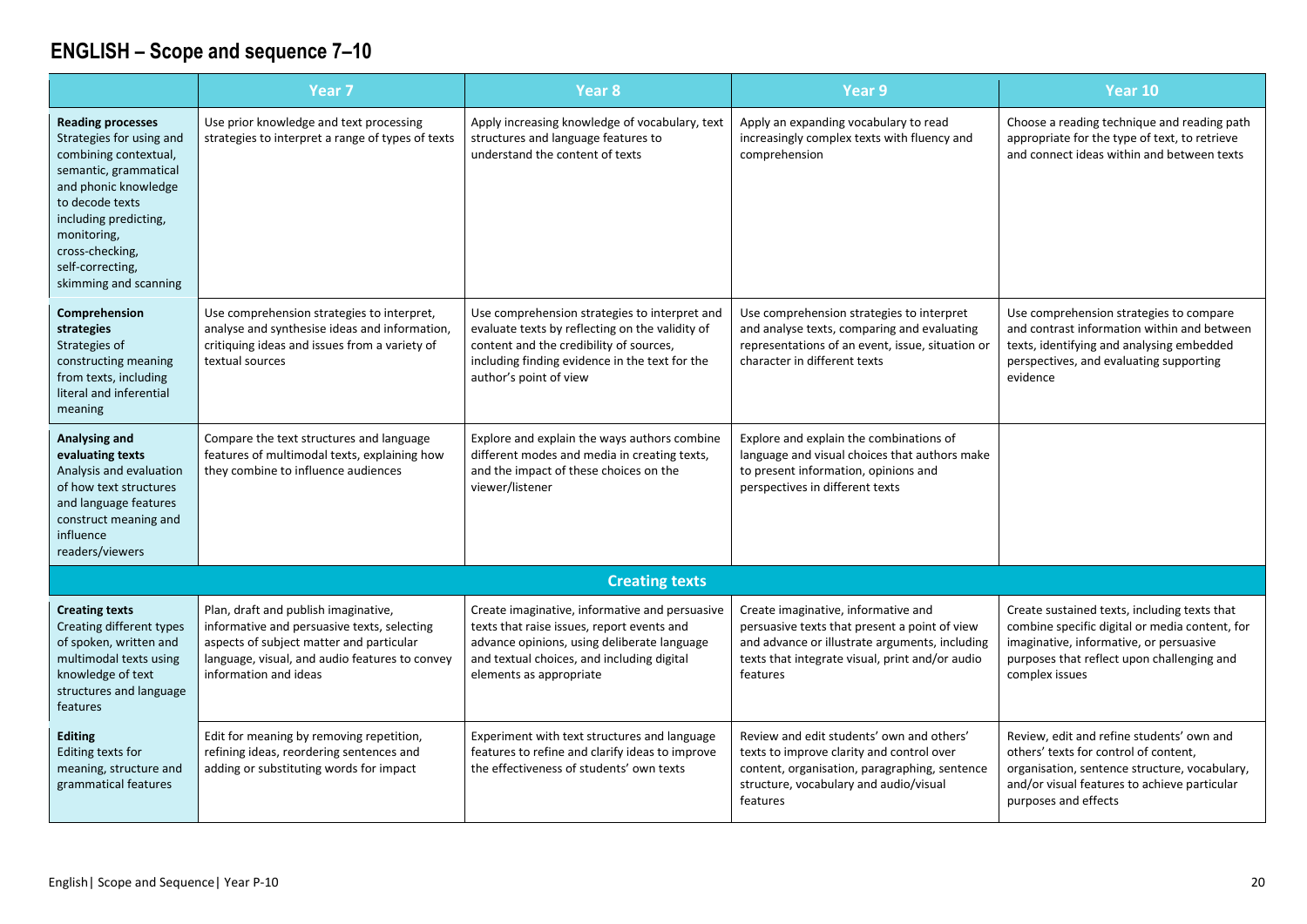## ENGLISH – Scope and sequence 7–10

| | Year 7 | Year 8 | Year 9 | Year 10 |
|---|---|---|---|---|
| **Reading processes** Strategies for using and combining contextual, semantic, grammatical and phonic knowledge to decode texts including predicting, monitoring, cross-checking, self-correcting, skimming and scanning | Use prior knowledge and text processing strategies to interpret a range of types of texts | Apply increasing knowledge of vocabulary, text structures and language features to understand the content of texts | Apply an expanding vocabulary to read increasingly complex texts with fluency and comprehension | Choose a reading technique and reading path appropriate for the type of text, to retrieve and connect ideas within and between texts |
| **Comprehension strategies** Strategies of constructing meaning from texts, including literal and inferential meaning | Use comprehension strategies to interpret, analyse and synthesise ideas and information, critiquing ideas and issues from a variety of textual sources | Use comprehension strategies to interpret and evaluate texts by reflecting on the validity of content and the credibility of sources, including finding evidence in the text for the author's point of view | Use comprehension strategies to interpret and analyse texts, comparing and evaluating representations of an event, issue, situation or character in different texts | Use comprehension strategies to compare and contrast information within and between texts, identifying and analysing embedded perspectives, and evaluating supporting evidence |
| **Analysing and evaluating texts** Analysis and evaluation of how text structures and language features construct meaning and influence readers/viewers | Compare the text structures and language features of multimodal texts, explaining how they combine to influence audiences | Explore and explain the ways authors combine different modes and media in creating texts, and the impact of these choices on the viewer/listener | Explore and explain the combinations of language and visual choices that authors make to present information, opinions and perspectives in different texts | |
| **Creating texts** | | | | |
| **Creating texts** Creating different types of spoken, written and multimodal texts using knowledge of text structures and language features | Plan, draft and publish imaginative, informative and persuasive texts, selecting aspects of subject matter and particular language, visual, and audio features to convey information and ideas | Create imaginative, informative and persuasive texts that raise issues, report events and advance opinions, using deliberate language and textual choices, and including digital elements as appropriate | Create imaginative, informative and persuasive texts that present a point of view and advance or illustrate arguments, including texts that integrate visual, print and/or audio features | Create sustained texts, including texts that combine specific digital or media content, for imaginative, informative, or persuasive purposes that reflect upon challenging and complex issues |
| **Editing** Editing texts for meaning, structure and grammatical features | Edit for meaning by removing repetition, refining ideas, reordering sentences and adding or substituting words for impact | Experiment with text structures and language features to refine and clarify ideas to improve the effectiveness of students' own texts | Review and edit students' own and others' texts to improve clarity and control over content, organisation, paragraphing, sentence structure, vocabulary and audio/visual features | Review, edit and refine students' own and others' texts for control of content, organisation, sentence structure, vocabulary, and/or visual features to achieve particular purposes and effects |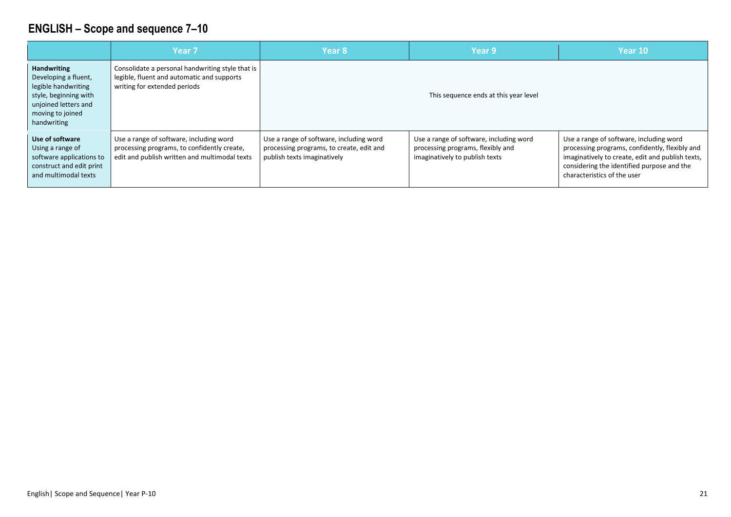## ENGLISH – Scope and sequence 7–10

| | Year 7 | Year 8 | Year 9 | Year 10 |
|---|---|---|---|---|
| **Handwriting** Developing a fluent, legible handwriting style, beginning with unjoined letters and moving to joined handwriting | Consolidate a personal handwriting style that is legible, fluent and automatic and supports writing for extended periods | This sequence ends at this year level | | |
| **Use of software** Using a range of software applications to construct and edit print and multimodal texts | Use a range of software, including word processing programs, to confidently create, edit and publish written and multimodal texts | Use a range of software, including word processing programs, to create, edit and publish texts imaginatively | Use a range of software, including word processing programs, flexibly and imaginatively to publish texts | Use a range of software, including word processing programs, confidently, flexibly and imaginatively to create, edit and publish texts, considering the identified purpose and the characteristics of the user |